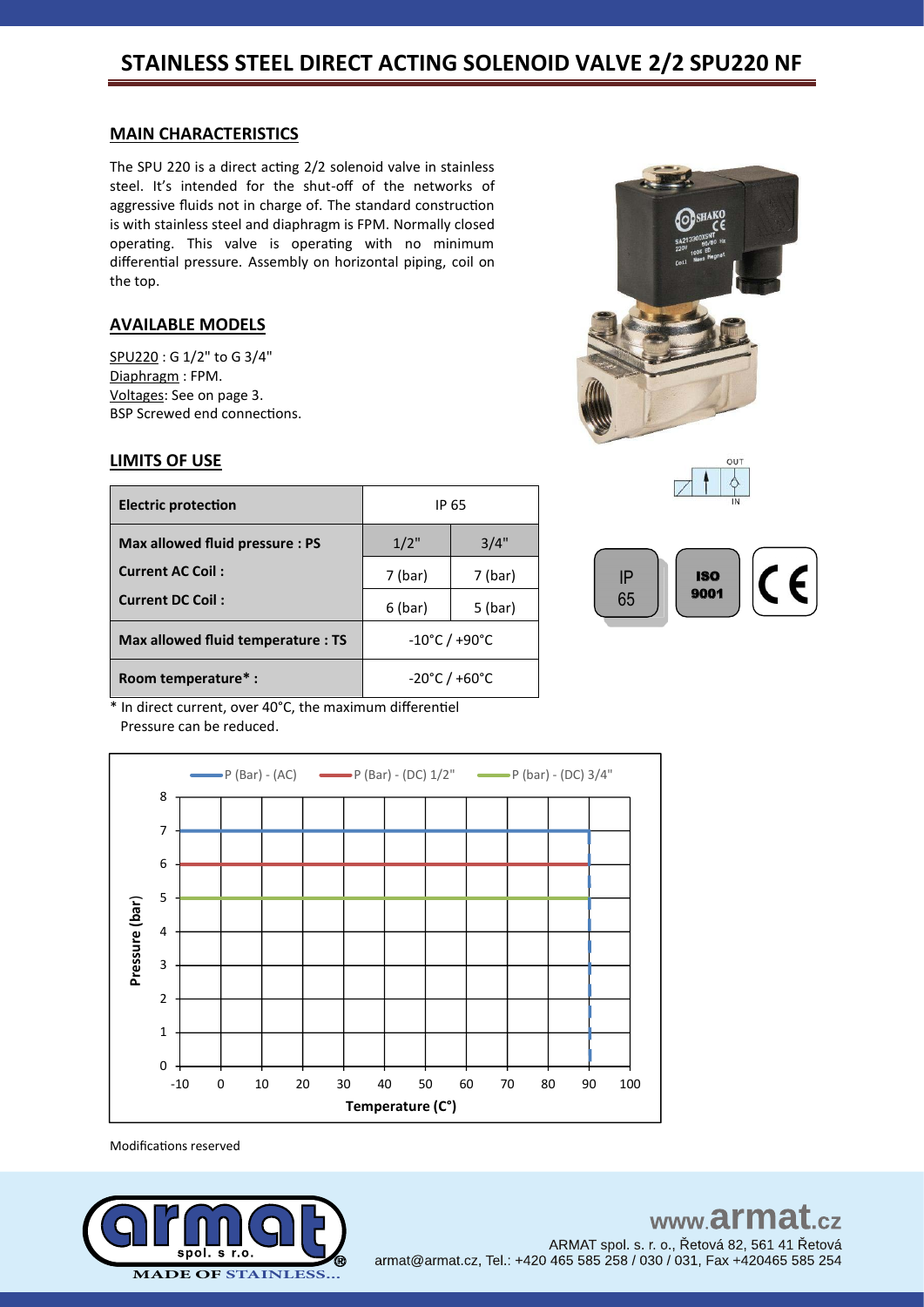# STAINLESS STEEL DIRECT ACTING SOLENOID VALVE 2/2 SPU220 NF

## MAIN CHARACTERISTICS

The SPU 220 is a direct acting 2/2 solenoid valve in stainless steel. It's intended for the shut-off of the networks of aggressive fluids not in charge of. The standard construction is with stainless steel and diaphragm is FPM. Normally closed operating. This valve is operating with no minimum differential pressure. Assembly on horizontal piping, coil on the top.

## AVAILABLE MODELS

SPU220 : G 1/2" to G 3/4"
Diaphragm : FPM.
Voltages: See on page 3.
BSP Screwed end connections.

## LIMITS OF USE

| **Electric protection** | IP 65 | |
|---|---|---|
| **Max allowed fluid pressure : PS** | 1/2" | 3/4" |
| **Current AC Coil :** | 7 (bar) | 7 (bar) |
| **Current DC Coil :** | 6 (bar) | 5 (bar) |
| **Max allowed fluid temperature : TS** | -10°C / +90°C | |
| **Room temperature* :** | -20°C / +60°C | |

\* In direct current, over 40°C, the maximum differentiel Pressure can be reduced.

Modifications reserved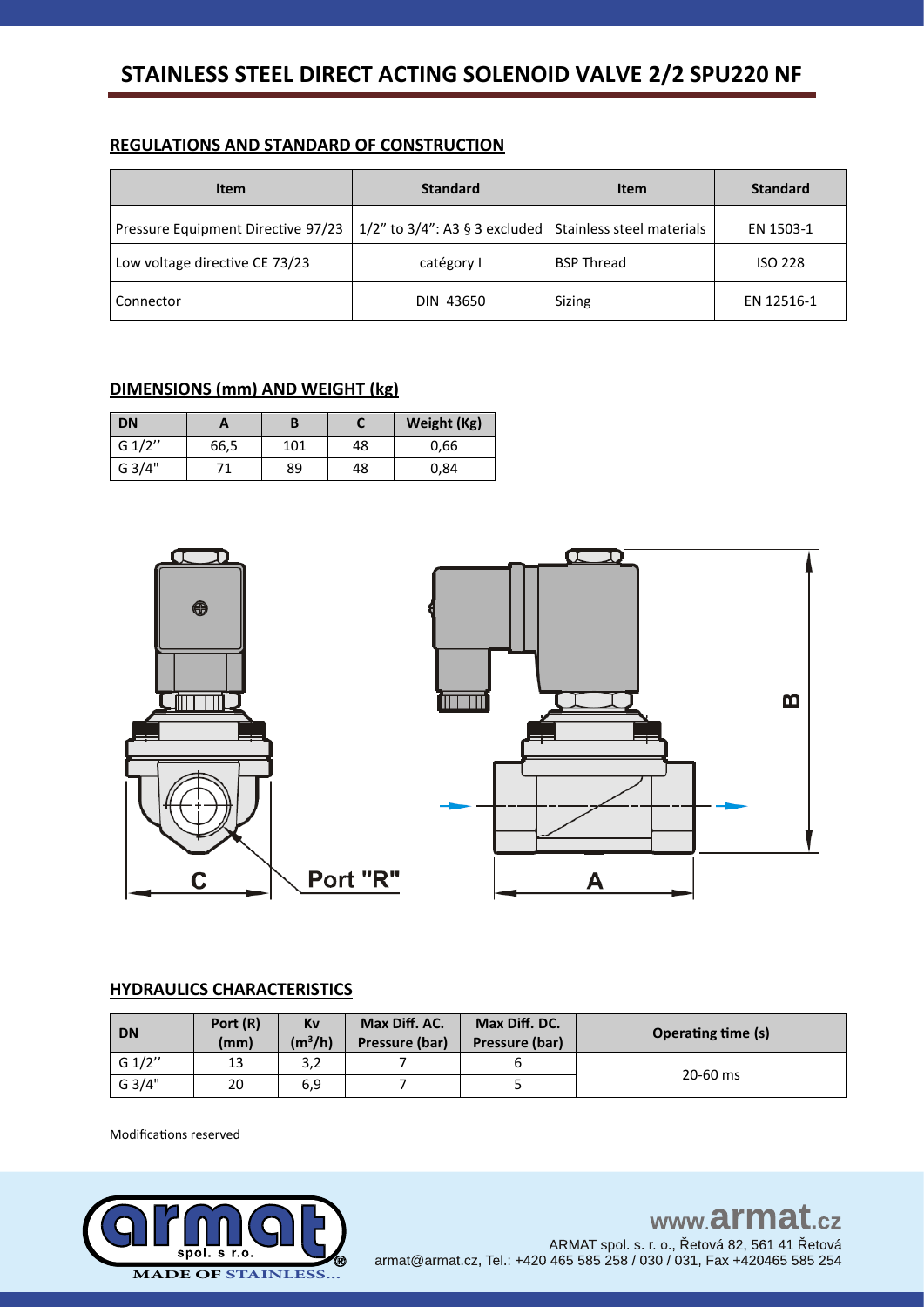# STAINLESS STEEL DIRECT ACTING SOLENOID VALVE 2/2 SPU220 NF

## REGULATIONS AND STANDARD OF CONSTRUCTION

| Item | Standard | Item | Standard |
|---|---|---|---|
| Pressure Equipment Directive 97/23 | 1/2" to 3/4": A3 § 3 excluded | Stainless steel materials | EN 1503-1 |
| Low voltage directive CE 73/23 | catégory I | BSP Thread | ISO 228 |
| Connector | DIN 43650 | Sizing | EN 12516-1 |

## DIMENSIONS (mm) AND WEIGHT (kg)

| DN | A | B | C | Weight (Kg) |
|---|---|---|---|---|
| G 1/2'' | 66,5 | 101 | 48 | 0,66 |
| G 3/4" | 71 | 89 | 48 | 0,84 |

## HYDRAULICS CHARACTERISTICS

| DN | Port (R) (mm) | Kv ($m^3/h$) | Max Diff. AC. Pressure (bar) | Max Diff. DC. Pressure (bar) | Operating time (s) |
|---|---|---|---|---|---|
| G 1/2'' | 13 | 3,2 | 7 | 6 | 20-60 ms |
| G 3/4" | 20 | 6,9 | 7 | 5 | |

Modifications reserved

www.armat.cz

ARMAT spol. s r. o., Řetová 82, 561 41 Řetová

armat@armat.cz, Tel.: +420 465 585 258 / 030 / 031, Fax +420465 585 254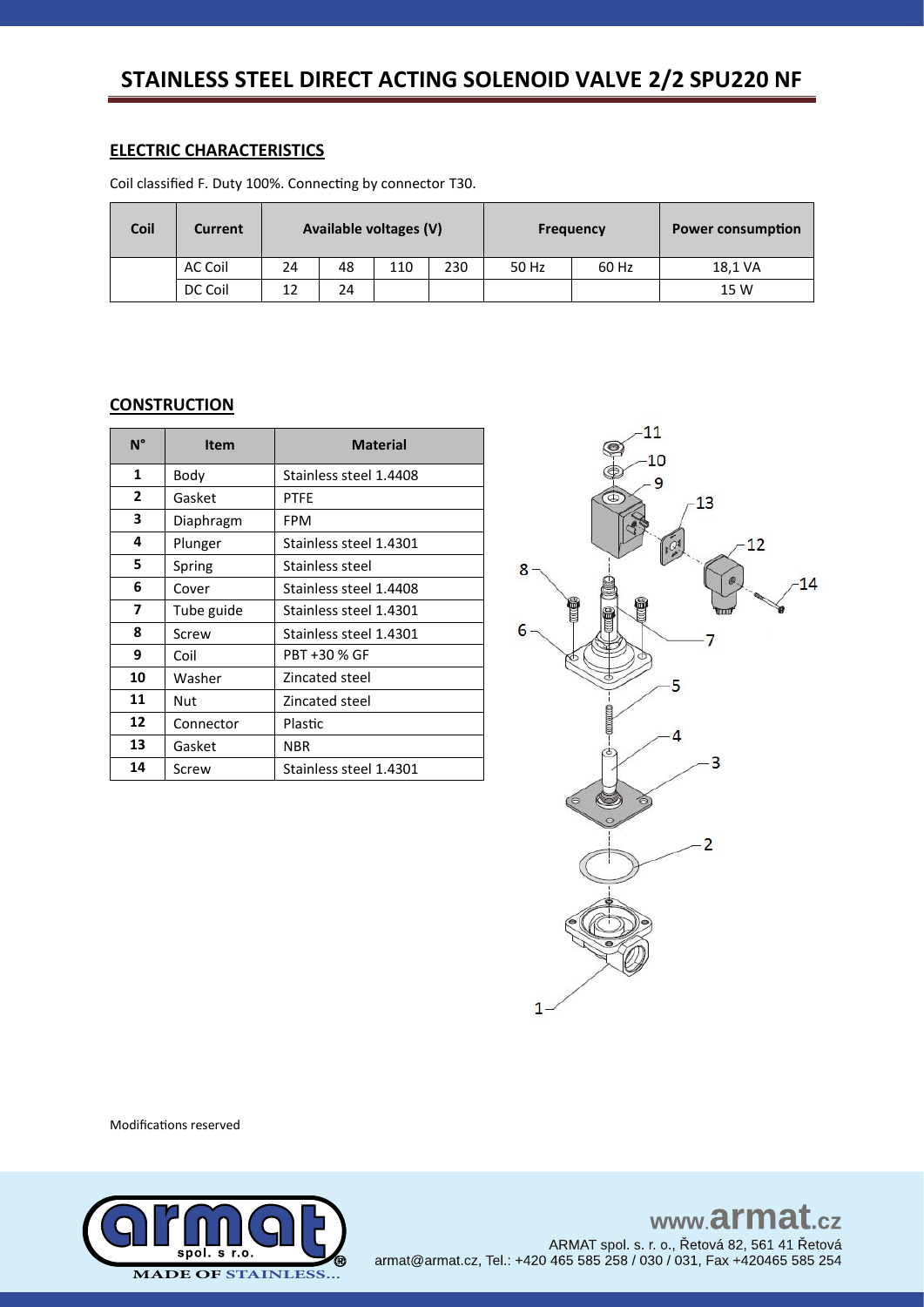# STAINLESS STEEL DIRECT ACTING SOLENOID VALVE 2/2 SPU220 NF

## ELECTRIC CHARACTERISTICS

Coil classified F. Duty 100%. Connecting by connector T30.

| Coil | Current | Available voltages (V) | | | | Frequency | | Power consumption |
|---|---|---|---|---|---|---|---|---|
| | AC Coil | 24 | 48 | 110 | 230 | 50 Hz | 60 Hz | 18,1 VA |
| | DC Coil | 12 | 24 | | | | | 15 W |

## CONSTRUCTION

| N° | Item | Material |
|---|---|---|
| 1 | Body | Stainless steel 1.4408 |
| 2 | Gasket | PTFE |
| 3 | Diaphragm | FPM |
| 4 | Plunger | Stainless steel 1.4301 |
| 5 | Spring | Stainless steel |
| 6 | Cover | Stainless steel 1.4408 |
| 7 | Tube guide | Stainless steel 1.4301 |
| 8 | Screw | Stainless steel 1.4301 |
| 9 | Coil | PBT +30 % GF |
| 10 | Washer | Zincated steel |
| 11 | Nut | Zincated steel |
| 12 | Connector | Plastic |
| 13 | Gasket | NBR |
| 14 | Screw | Stainless steel 1.4301 |

Modifications reserved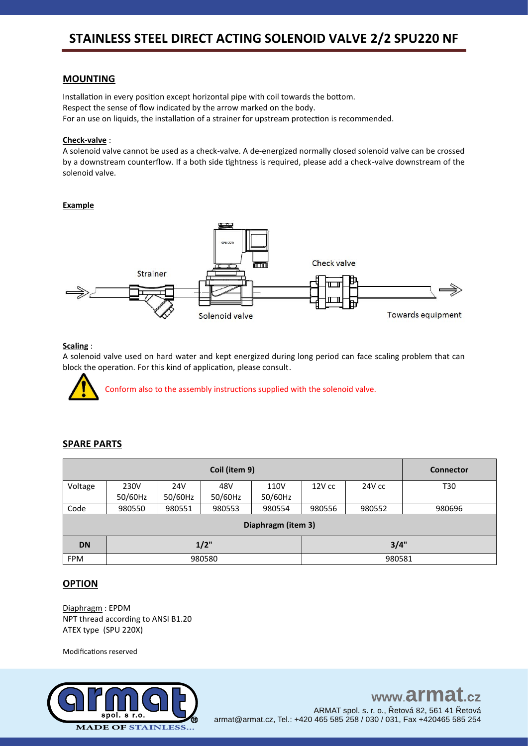# STAINLESS STEEL DIRECT ACTING SOLENOID VALVE 2/2 SPU220 NF

## MOUNTING

Installation in every position except horizontal pipe with coil towards the bottom.
Respect the sense of flow indicated by the arrow marked on the body.
For an use on liquids, the installation of a strainer for upstream protection is recommended.

**Check-valve** :
A solenoid valve cannot be used as a check-valve. A de-energized normally closed solenoid valve can be crossed by a downstream counterflow. If a both side tightness is required, please add a check-valve downstream of the solenoid valve.

**Example**

Strainer
Solenoid valve
Check valve
Towards equipment

**Scaling** :
A solenoid valve used on hard water and kept energized during long period can face scaling problem that can block the operation. For this kind of application, please consult.

Conform also to the assembly instructions supplied with the solenoid valve.

## SPARE PARTS

| Coil (item 9) | | | | | | | Connector |
|---|---|---|---|---|---|---|---|
| Voltage | 230V 50/60Hz | 24V 50/60Hz | 48V 50/60Hz | 110V 50/60Hz | 12V cc | 24V cc | T30 |
| Code | 980550 | 980551 | 980553 | 980554 | 980556 | 980552 | 980696 |
| Diaphragm (item 3) | | | | | | | |
| DN | 1/2" | | | | 3/4" | | |
| FPM | 980580 | | | | 980581 | | |

## OPTION

Diaphragm : EPDM
NPT thread according to ANSI B1.20
ATEX type (SPU 220X)

Modifications reserved

www.armat.cz
ARMAT spol. s r. o., Řetová 82, 561 41 Řetová
armat@armat.cz, Tel.: +420 465 585 258 / 030 / 031, Fax +420465 585 254